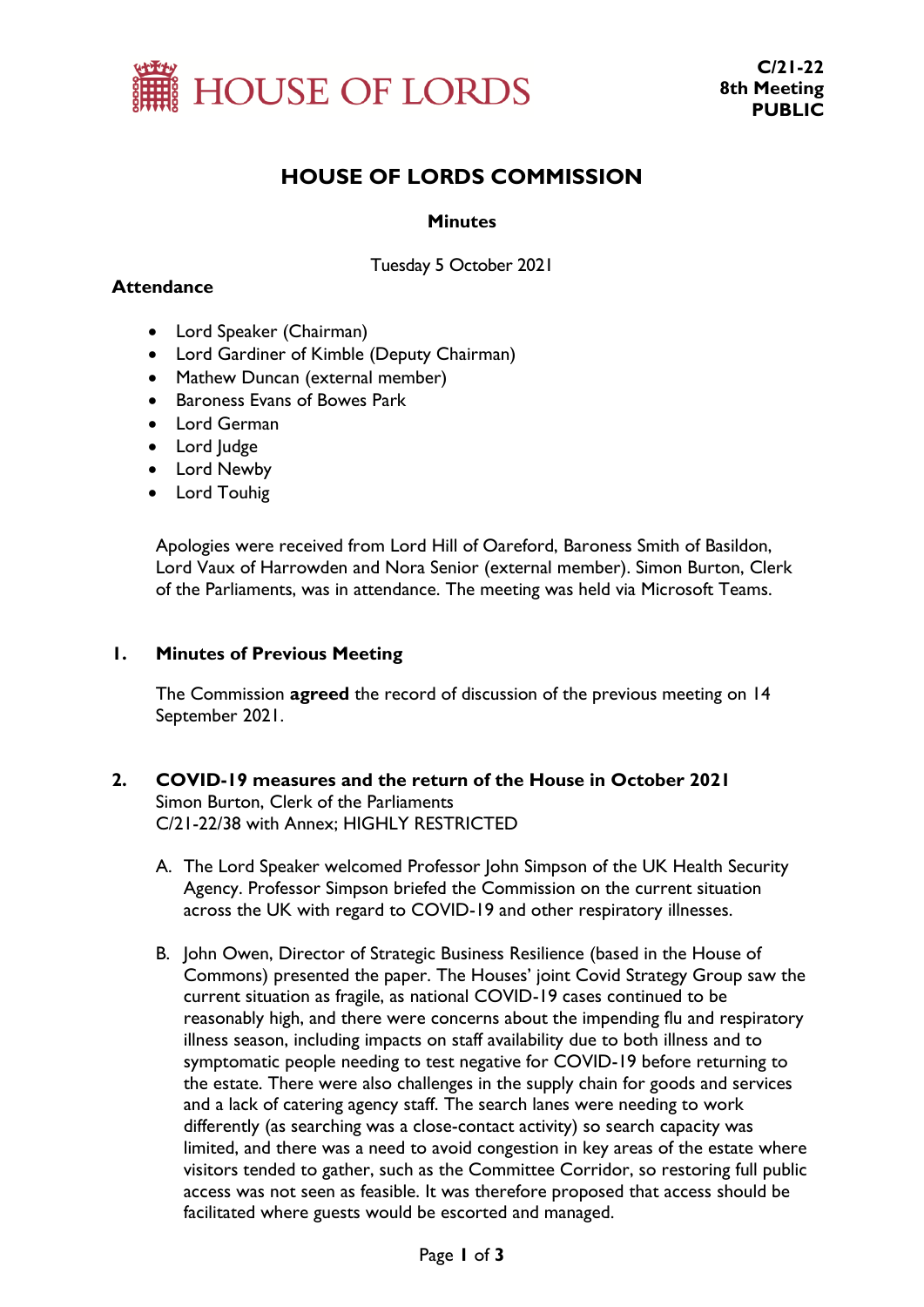HOUSE OF LORDS

**C/21-22**
**8th Meeting**
**PUBLIC**

# HOUSE OF LORDS COMMISSION

## Minutes

Tuesday 5 October 2021

**Attendance**

- Lord Speaker (Chairman)
- Lord Gardiner of Kimble (Deputy Chairman)
- Mathew Duncan (external member)
- Baroness Evans of Bowes Park
- Lord German
- Lord Judge
- Lord Newby
- Lord Touhig

Apologies were received from Lord Hill of Oareford, Baroness Smith of Basildon, Lord Vaux of Harrowden and Nora Senior (external member). Simon Burton, Clerk of the Parliaments, was in attendance. The meeting was held via Microsoft Teams.

### 1. Minutes of Previous Meeting

The Commission **agreed** the record of discussion of the previous meeting on 14 September 2021.

### 2. COVID-19 measures and the return of the House in October 2021

Simon Burton, Clerk of the Parliaments
C/21-22/38 with Annex; HIGHLY RESTRICTED

A. The Lord Speaker welcomed Professor John Simpson of the UK Health Security Agency. Professor Simpson briefed the Commission on the current situation across the UK with regard to COVID-19 and other respiratory illnesses.

B. John Owen, Director of Strategic Business Resilience (based in the House of Commons) presented the paper. The Houses' joint Covid Strategy Group saw the current situation as fragile, as national COVID-19 cases continued to be reasonably high, and there were concerns about the impending flu and respiratory illness season, including impacts on staff availability due to both illness and to symptomatic people needing to test negative for COVID-19 before returning to the estate. There were also challenges in the supply chain for goods and services and a lack of catering agency staff. The search lanes were needing to work differently (as searching was a close-contact activity) so search capacity was limited, and there was a need to avoid congestion in key areas of the estate where visitors tended to gather, such as the Committee Corridor, so restoring full public access was not seen as feasible. It was therefore proposed that access should be facilitated where guests would be escorted and managed.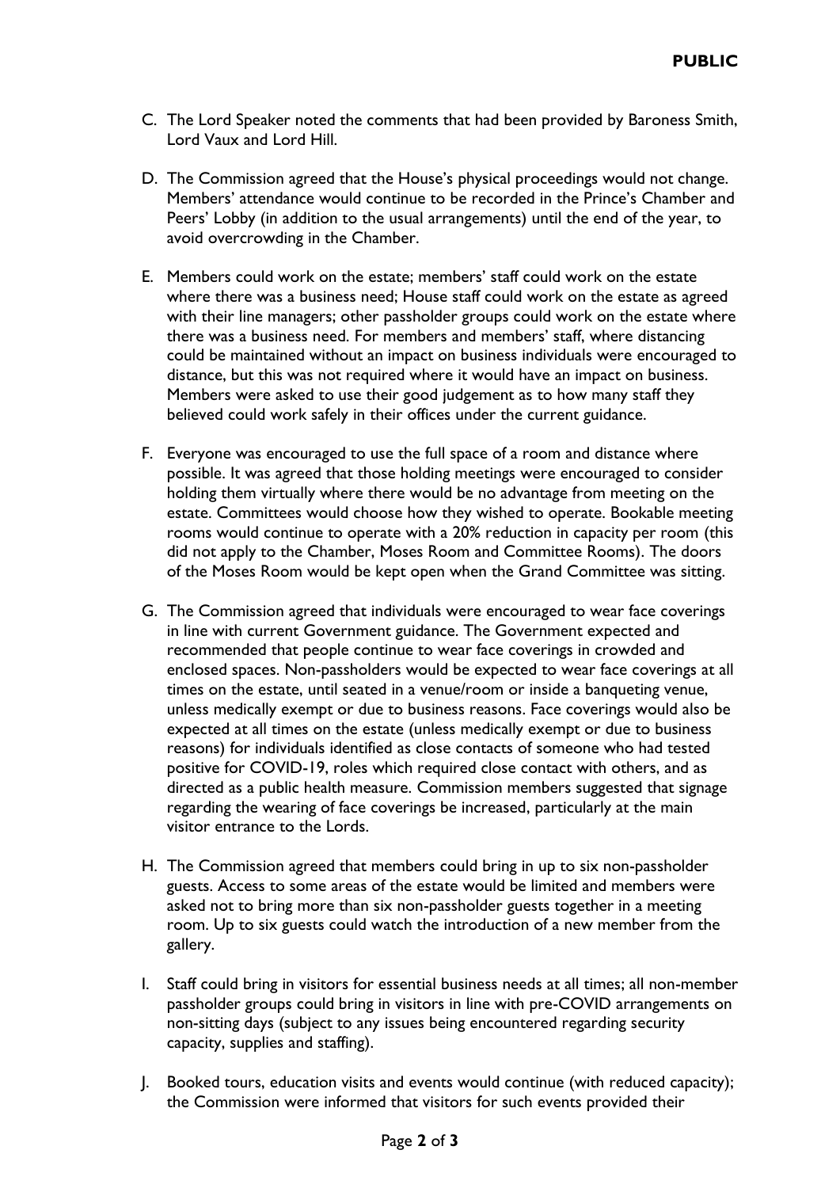**PUBLIC**

C. The Lord Speaker noted the comments that had been provided by Baroness Smith, Lord Vaux and Lord Hill.

D. The Commission agreed that the House's physical proceedings would not change. Members' attendance would continue to be recorded in the Prince's Chamber and Peers' Lobby (in addition to the usual arrangements) until the end of the year, to avoid overcrowding in the Chamber.

E. Members could work on the estate; members' staff could work on the estate where there was a business need; House staff could work on the estate as agreed with their line managers; other passholder groups could work on the estate where there was a business need. For members and members' staff, where distancing could be maintained without an impact on business individuals were encouraged to distance, but this was not required where it would have an impact on business. Members were asked to use their good judgement as to how many staff they believed could work safely in their offices under the current guidance.

F. Everyone was encouraged to use the full space of a room and distance where possible. It was agreed that those holding meetings were encouraged to consider holding them virtually where there would be no advantage from meeting on the estate. Committees would choose how they wished to operate. Bookable meeting rooms would continue to operate with a 20% reduction in capacity per room (this did not apply to the Chamber, Moses Room and Committee Rooms). The doors of the Moses Room would be kept open when the Grand Committee was sitting.

G. The Commission agreed that individuals were encouraged to wear face coverings in line with current Government guidance. The Government expected and recommended that people continue to wear face coverings in crowded and enclosed spaces. Non-passholders would be expected to wear face coverings at all times on the estate, until seated in a venue/room or inside a banqueting venue, unless medically exempt or due to business reasons. Face coverings would also be expected at all times on the estate (unless medically exempt or due to business reasons) for individuals identified as close contacts of someone who had tested positive for COVID-19, roles which required close contact with others, and as directed as a public health measure. Commission members suggested that signage regarding the wearing of face coverings be increased, particularly at the main visitor entrance to the Lords.

H. The Commission agreed that members could bring in up to six non-passholder guests. Access to some areas of the estate would be limited and members were asked not to bring more than six non-passholder guests together in a meeting room. Up to six guests could watch the introduction of a new member from the gallery.

I. Staff could bring in visitors for essential business needs at all times; all non-member passholder groups could bring in visitors in line with pre-COVID arrangements on non-sitting days (subject to any issues being encountered regarding security capacity, supplies and staffing).

J. Booked tours, education visits and events would continue (with reduced capacity); the Commission were informed that visitors for such events provided their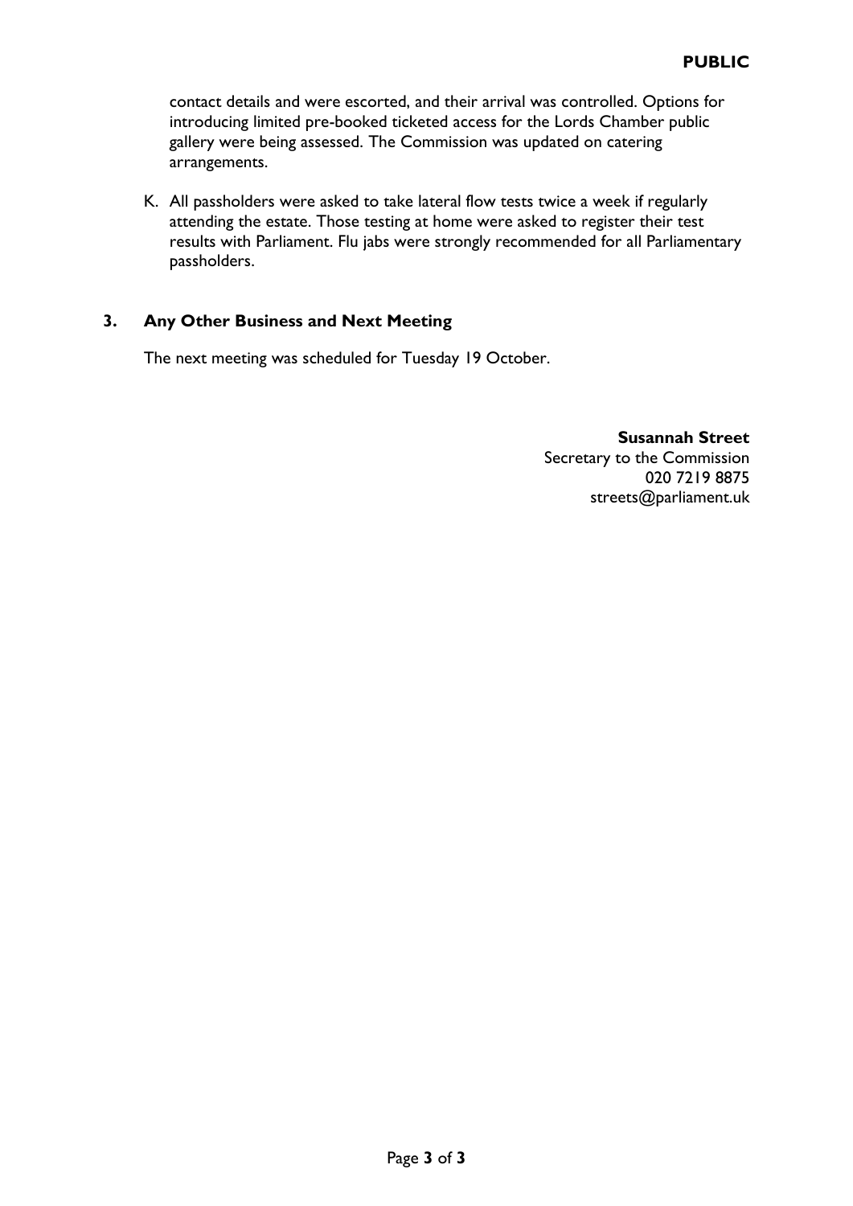contact details and were escorted, and their arrival was controlled. Options for introducing limited pre-booked ticketed access for the Lords Chamber public gallery were being assessed. The Commission was updated on catering arrangements.

K. All passholders were asked to take lateral flow tests twice a week if regularly attending the estate. Those testing at home were asked to register their test results with Parliament. Flu jabs were strongly recommended for all Parliamentary passholders.

## 3. Any Other Business and Next Meeting

The next meeting was scheduled for Tuesday 19 October.

**Susannah Street**
Secretary to the Commission
020 7219 8875
streets@parliament.uk